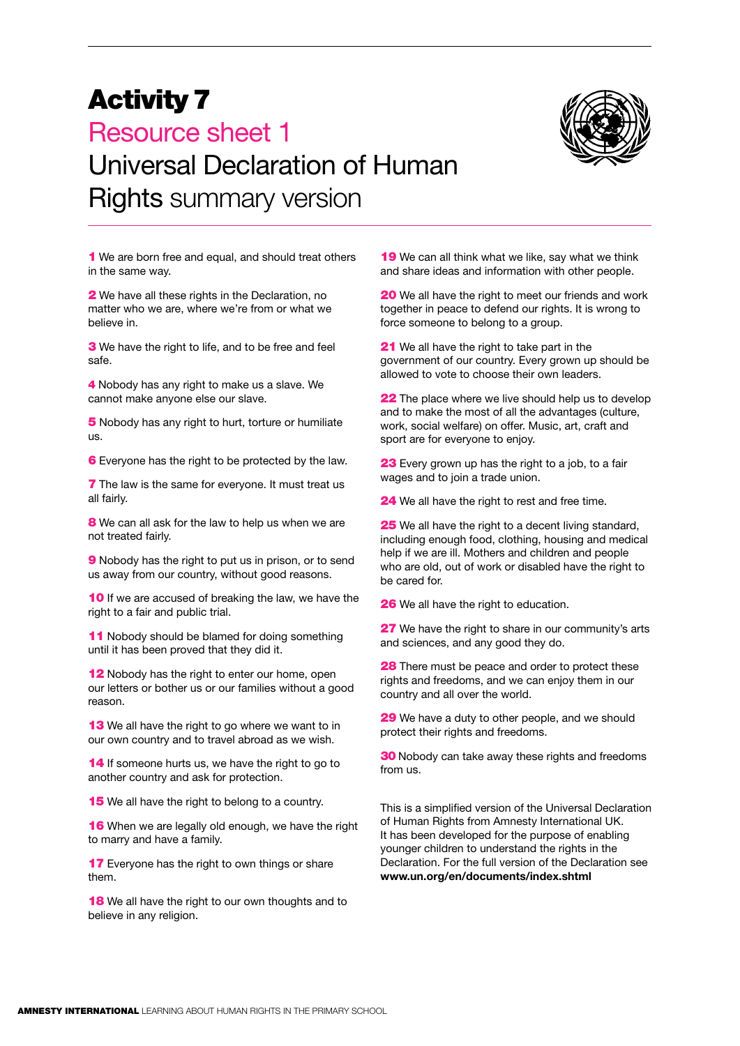# Activity 7

## Resource sheet 1

## Universal Declaration of Human Rights summary version

**1** We are born free and equal, and should treat others in the same way.

**2** We have all these rights in the Declaration, no matter who we are, where we're from or what we believe in.

**3** We have the right to life, and to be free and feel safe.

**4** Nobody has any right to make us a slave. We cannot make anyone else our slave.

**5** Nobody has any right to hurt, torture or humiliate us.

**6** Everyone has the right to be protected by the law.

**7** The law is the same for everyone. It must treat us all fairly.

**8** We can all ask for the law to help us when we are not treated fairly.

**9** Nobody has the right to put us in prison, or to send us away from our country, without good reasons.

**10** If we are accused of breaking the law, we have the right to a fair and public trial.

**11** Nobody should be blamed for doing something until it has been proved that they did it.

**12** Nobody has the right to enter our home, open our letters or bother us or our families without a good reason.

**13** We all have the right to go where we want to in our own country and to travel abroad as we wish.

**14** If someone hurts us, we have the right to go to another country and ask for protection.

**15** We all have the right to belong to a country.

**16** When we are legally old enough, we have the right to marry and have a family.

**17** Everyone has the right to own things or share them.

**18** We all have the right to our own thoughts and to believe in any religion.

**19** We can all think what we like, say what we think and share ideas and information with other people.

**20** We all have the right to meet our friends and work together in peace to defend our rights. It is wrong to force someone to belong to a group.

**21** We all have the right to take part in the government of our country. Every grown up should be allowed to vote to choose their own leaders.

**22** The place where we live should help us to develop and to make the most of all the advantages (culture, work, social welfare) on offer. Music, art, craft and sport are for everyone to enjoy.

**23** Every grown up has the right to a job, to a fair wages and to join a trade union.

**24** We all have the right to rest and free time.

**25** We all have the right to a decent living standard, including enough food, clothing, housing and medical help if we are ill. Mothers and children and people who are old, out of work or disabled have the right to be cared for.

**26** We all have the right to education.

**27** We have the right to share in our community's arts and sciences, and any good they do.

**28** There must be peace and order to protect these rights and freedoms, and we can enjoy them in our country and all over the world.

**29** We have a duty to other people, and we should protect their rights and freedoms.

**30** Nobody can take away these rights and freedoms from us.

This is a simplified version of the Universal Declaration of Human Rights from Amnesty International UK. It has been developed for the purpose of enabling younger children to understand the rights in the Declaration. For the full version of the Declaration see **www.un.org/en/documents/index.shtml**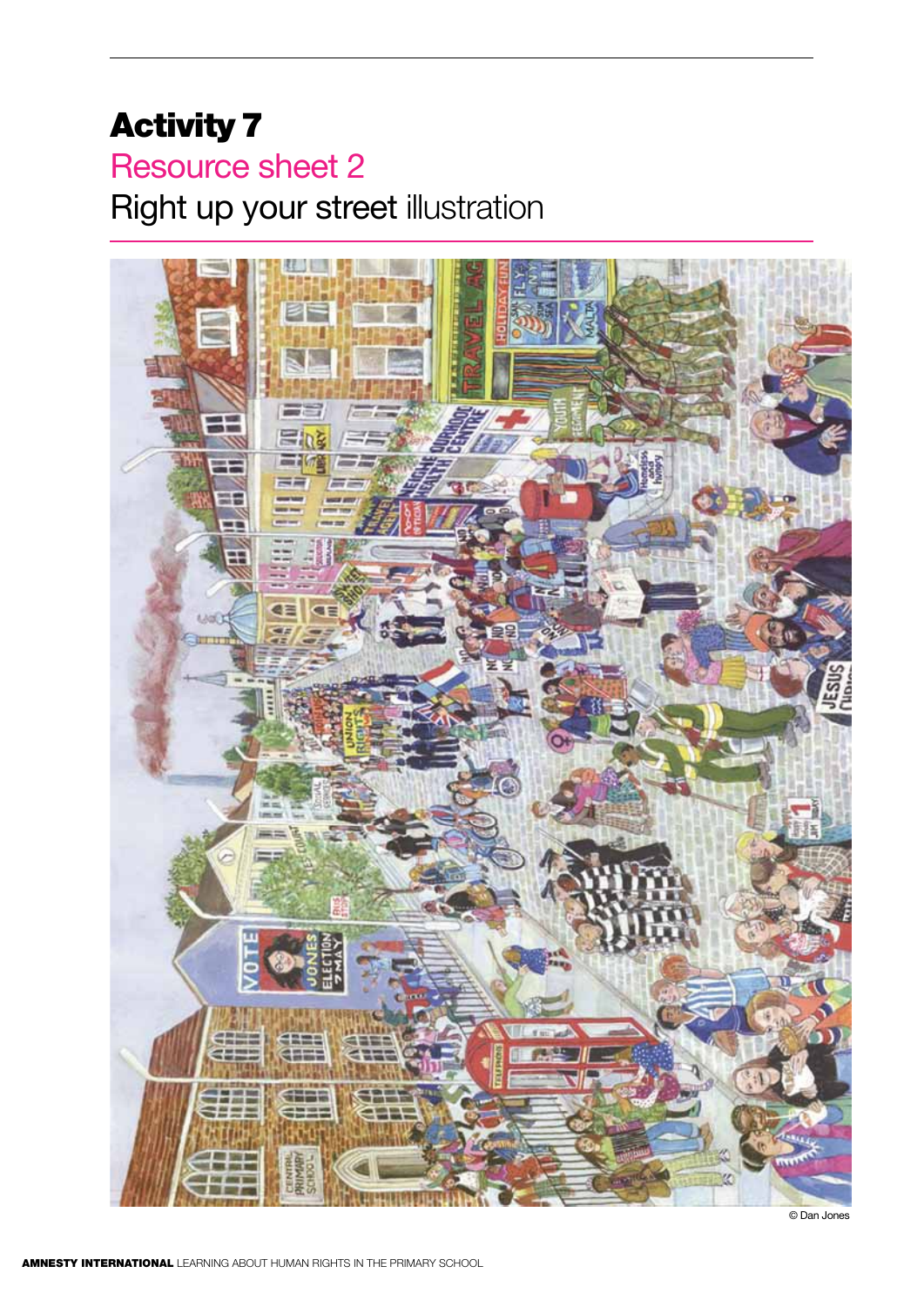# Activity 7

## Resource sheet 2

## Right up your street illustration

© Dan Jones